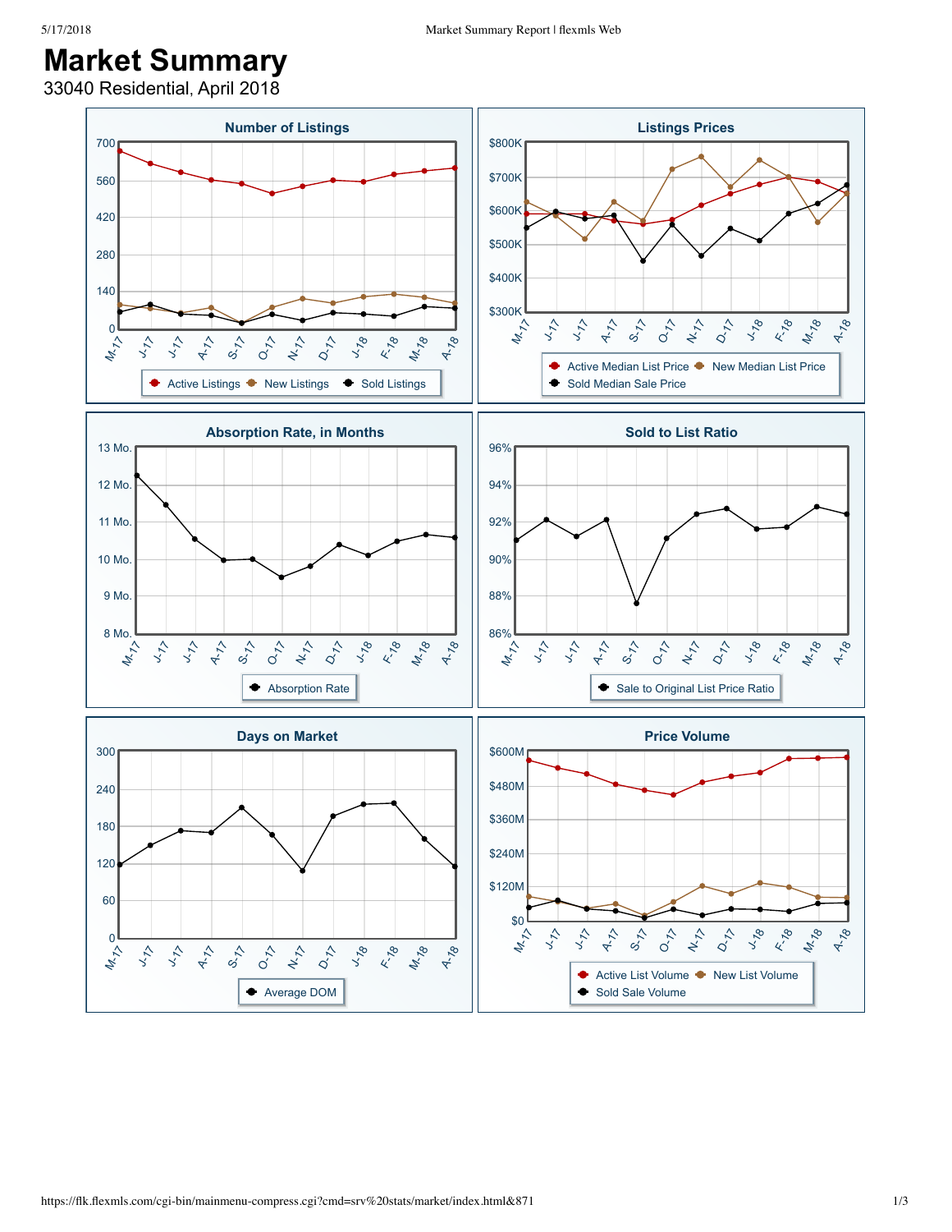# Market Summary

33040 Residential, April 2018

### Number of Listings

700, 560, 420, 280, 140, 0

M-17, J-17, J-17, A-17, S-17, O-17, N-17, D-17, J-18, F-18, M-18, A-18

Active Listings · New Listings · Sold Listings

### Listings Prices

$800K, $700K, $600K, $500K, $400K, $300K

M-17, J-17, J-17, A-17, S-17, O-17, N-17, D-17, J-18, F-18, M-18, A-18

Active Median List Price · New Median List Price · Sold Median Sale Price

### Absorption Rate, in Months

13 Mo., 12 Mo., 11 Mo., 10 Mo., 9 Mo., 8 Mo.

M-17, J-17, J-17, A-17, S-17, O-17, N-17, D-17, J-18, F-18, M-18, A-18

Absorption Rate

### Sold to List Ratio

96%, 94%, 92%, 90%, 88%, 86%

M-17, J-17, J-17, A-17, S-17, O-17, N-17, D-17, J-18, F-18, M-18, A-18

Sale to Original List Price Ratio

### Days on Market

300, 240, 180, 120, 60, 0

M-17, J-17, J-17, A-17, S-17, O-17, N-17, D-17, J-18, F-18, M-18, A-18

Average DOM

### Price Volume

$600M, $480M, $360M, $240M, $120M, $0

M-17, J-17, J-17, A-17, S-17, O-17, N-17, D-17, J-18, F-18, M-18, A-18

Active List Volume · New List Volume · Sold Sale Volume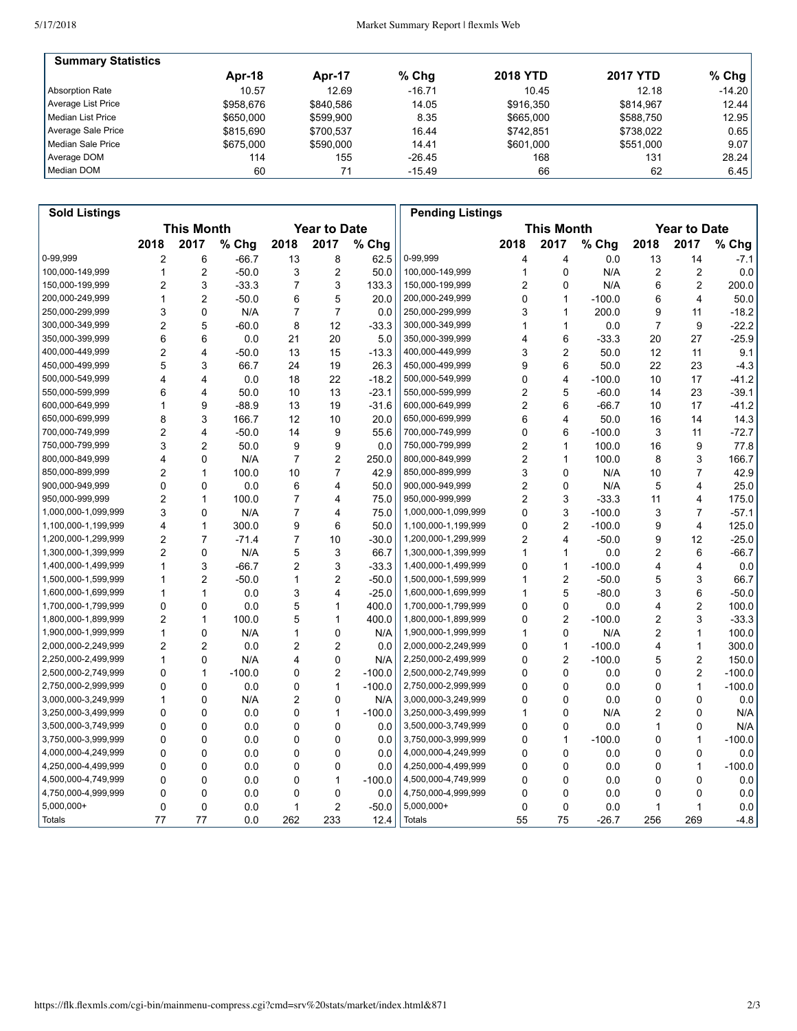## Summary Statistics

| | Apr-18 | Apr-17 | % Chg | 2018 YTD | 2017 YTD | % Chg |
|---|---|---|---|---|---|---|
| Absorption Rate | 10.57 | 12.69 | -16.71 | 10.45 | 12.18 | -14.20 |
| Average List Price | $958,676 | $840,586 | 14.05 | $916,350 | $814,967 | 12.44 |
| Median List Price | $650,000 | $599,900 | 8.35 | $665,000 | $588,750 | 12.95 |
| Average Sale Price | $815,690 | $700,537 | 16.44 | $742,851 | $738,022 | 0.65 |
| Median Sale Price | $675,000 | $590,000 | 14.41 | $601,000 | $551,000 | 9.07 |
| Average DOM | 114 | 155 | -26.45 | 168 | 131 | 28.24 |
| Median DOM | 60 | 71 | -15.49 | 66 | 62 | 6.45 |

## Sold Listings

| | This Month | | | Year to Date | | |
|---|---|---|---|---|---|---|
| | 2018 | 2017 | % Chg | 2018 | 2017 | % Chg |
| 0-99,999 | 2 | 6 | -66.7 | 13 | 8 | 62.5 |
| 100,000-149,999 | 1 | 2 | -50.0 | 3 | 2 | 50.0 |
| 150,000-199,999 | 2 | 3 | -33.3 | 7 | 3 | 133.3 |
| 200,000-249,999 | 1 | 2 | -50.0 | 6 | 5 | 20.0 |
| 250,000-299,999 | 3 | 0 | N/A | 7 | 7 | 0.0 |
| 300,000-349,999 | 2 | 5 | -60.0 | 8 | 12 | -33.3 |
| 350,000-399,999 | 6 | 6 | 0.0 | 21 | 20 | 5.0 |
| 400,000-449,999 | 2 | 4 | -50.0 | 13 | 15 | -13.3 |
| 450,000-499,999 | 5 | 3 | 66.7 | 24 | 19 | 26.3 |
| 500,000-549,999 | 4 | 4 | 0.0 | 18 | 22 | -18.2 |
| 550,000-599,999 | 6 | 4 | 50.0 | 10 | 13 | -23.1 |
| 600,000-649,999 | 1 | 9 | -88.9 | 13 | 19 | -31.6 |
| 650,000-699,999 | 8 | 3 | 166.7 | 12 | 10 | 20.0 |
| 700,000-749,999 | 2 | 4 | -50.0 | 14 | 9 | 55.6 |
| 750,000-799,999 | 3 | 2 | 50.0 | 9 | 9 | 0.0 |
| 800,000-849,999 | 4 | 0 | N/A | 7 | 2 | 250.0 |
| 850,000-899,999 | 2 | 1 | 100.0 | 10 | 7 | 42.9 |
| 900,000-949,999 | 0 | 0 | 0.0 | 6 | 4 | 50.0 |
| 950,000-999,999 | 2 | 1 | 100.0 | 7 | 4 | 75.0 |
| 1,000,000-1,099,999 | 3 | 0 | N/A | 7 | 4 | 75.0 |
| 1,100,000-1,199,999 | 4 | 1 | 300.0 | 9 | 6 | 50.0 |
| 1,200,000-1,299,999 | 2 | 7 | -71.4 | 7 | 10 | -30.0 |
| 1,300,000-1,399,999 | 2 | 0 | N/A | 5 | 3 | 66.7 |
| 1,400,000-1,499,999 | 1 | 3 | -66.7 | 2 | 3 | -33.3 |
| 1,500,000-1,599,999 | 1 | 2 | -50.0 | 1 | 2 | -50.0 |
| 1,600,000-1,699,999 | 1 | 1 | 0.0 | 3 | 4 | -25.0 |
| 1,700,000-1,799,999 | 0 | 0 | 0.0 | 5 | 1 | 400.0 |
| 1,800,000-1,899,999 | 2 | 1 | 100.0 | 5 | 1 | 400.0 |
| 1,900,000-1,999,999 | 1 | 0 | N/A | 1 | 0 | N/A |
| 2,000,000-2,249,999 | 2 | 2 | 0.0 | 2 | 2 | 0.0 |
| 2,250,000-2,499,999 | 1 | 0 | N/A | 4 | 0 | N/A |
| 2,500,000-2,749,999 | 0 | 1 | -100.0 | 0 | 2 | -100.0 |
| 2,750,000-2,999,999 | 0 | 0 | 0.0 | 0 | 1 | -100.0 |
| 3,000,000-3,249,999 | 1 | 0 | N/A | 2 | 0 | N/A |
| 3,250,000-3,499,999 | 0 | 0 | 0.0 | 0 | 1 | -100.0 |
| 3,500,000-3,749,999 | 0 | 0 | 0.0 | 0 | 0 | 0.0 |
| 3,750,000-3,999,999 | 0 | 0 | 0.0 | 0 | 0 | 0.0 |
| 4,000,000-4,249,999 | 0 | 0 | 0.0 | 0 | 0 | 0.0 |
| 4,250,000-4,499,999 | 0 | 0 | 0.0 | 0 | 0 | 0.0 |
| 4,500,000-4,749,999 | 0 | 0 | 0.0 | 0 | 1 | -100.0 |
| 4,750,000-4,999,999 | 0 | 0 | 0.0 | 0 | 0 | 0.0 |
| 5,000,000+ | 0 | 0 | 0.0 | 1 | 2 | -50.0 |
| Totals | 77 | 77 | 0.0 | 262 | 233 | 12.4 |

## Pending Listings

| | This Month | | | Year to Date | | |
|---|---|---|---|---|---|---|
| | 2018 | 2017 | % Chg | 2018 | 2017 | % Chg |
| 0-99,999 | 4 | 4 | 0.0 | 13 | 14 | -7.1 |
| 100,000-149,999 | 1 | 0 | N/A | 2 | 2 | 0.0 |
| 150,000-199,999 | 2 | 0 | N/A | 6 | 2 | 200.0 |
| 200,000-249,999 | 0 | 1 | -100.0 | 6 | 4 | 50.0 |
| 250,000-299,999 | 3 | 1 | 200.0 | 9 | 11 | -18.2 |
| 300,000-349,999 | 1 | 1 | 0.0 | 7 | 9 | -22.2 |
| 350,000-399,999 | 4 | 6 | -33.3 | 20 | 27 | -25.9 |
| 400,000-449,999 | 3 | 2 | 50.0 | 12 | 11 | 9.1 |
| 450,000-499,999 | 9 | 6 | 50.0 | 22 | 23 | -4.3 |
| 500,000-549,999 | 0 | 4 | -100.0 | 10 | 17 | -41.2 |
| 550,000-599,999 | 2 | 5 | -60.0 | 14 | 23 | -39.1 |
| 600,000-649,999 | 2 | 6 | -66.7 | 10 | 17 | -41.2 |
| 650,000-699,999 | 6 | 4 | 50.0 | 16 | 14 | 14.3 |
| 700,000-749,999 | 0 | 6 | -100.0 | 3 | 11 | -72.7 |
| 750,000-799,999 | 2 | 1 | 100.0 | 16 | 9 | 77.8 |
| 800,000-849,999 | 2 | 1 | 100.0 | 8 | 3 | 166.7 |
| 850,000-899,999 | 3 | 0 | N/A | 10 | 7 | 42.9 |
| 900,000-949,999 | 2 | 0 | N/A | 5 | 4 | 25.0 |
| 950,000-999,999 | 2 | 3 | -33.3 | 11 | 4 | 175.0 |
| 1,000,000-1,099,999 | 0 | 3 | -100.0 | 3 | 7 | -57.1 |
| 1,100,000-1,199,999 | 0 | 2 | -100.0 | 9 | 4 | 125.0 |
| 1,200,000-1,299,999 | 2 | 4 | -50.0 | 9 | 12 | -25.0 |
| 1,300,000-1,399,999 | 1 | 1 | 0.0 | 2 | 6 | -66.7 |
| 1,400,000-1,499,999 | 0 | 1 | -100.0 | 4 | 4 | 0.0 |
| 1,500,000-1,599,999 | 1 | 2 | -50.0 | 5 | 3 | 66.7 |
| 1,600,000-1,699,999 | 1 | 5 | -80.0 | 3 | 6 | -50.0 |
| 1,700,000-1,799,999 | 0 | 0 | 0.0 | 4 | 2 | 100.0 |
| 1,800,000-1,899,999 | 0 | 2 | -100.0 | 2 | 3 | -33.3 |
| 1,900,000-1,999,999 | 1 | 0 | N/A | 2 | 1 | 100.0 |
| 2,000,000-2,249,999 | 0 | 1 | -100.0 | 4 | 1 | 300.0 |
| 2,250,000-2,499,999 | 0 | 2 | -100.0 | 5 | 2 | 150.0 |
| 2,500,000-2,749,999 | 0 | 0 | 0.0 | 0 | 2 | -100.0 |
| 2,750,000-2,999,999 | 0 | 0 | 0.0 | 0 | 1 | -100.0 |
| 3,000,000-3,249,999 | 0 | 0 | 0.0 | 0 | 0 | 0.0 |
| 3,250,000-3,499,999 | 1 | 0 | N/A | 2 | 0 | N/A |
| 3,500,000-3,749,999 | 0 | 0 | 0.0 | 1 | 0 | N/A |
| 3,750,000-3,999,999 | 0 | 1 | -100.0 | 0 | 1 | -100.0 |
| 4,000,000-4,249,999 | 0 | 0 | 0.0 | 0 | 0 | 0.0 |
| 4,250,000-4,499,999 | 0 | 0 | 0.0 | 0 | 1 | -100.0 |
| 4,500,000-4,749,999 | 0 | 0 | 0.0 | 0 | 0 | 0.0 |
| 4,750,000-4,999,999 | 0 | 0 | 0.0 | 0 | 0 | 0.0 |
| 5,000,000+ | 0 | 0 | 0.0 | 1 | 1 | 0.0 |
| Totals | 55 | 75 | -26.7 | 256 | 269 | -4.8 |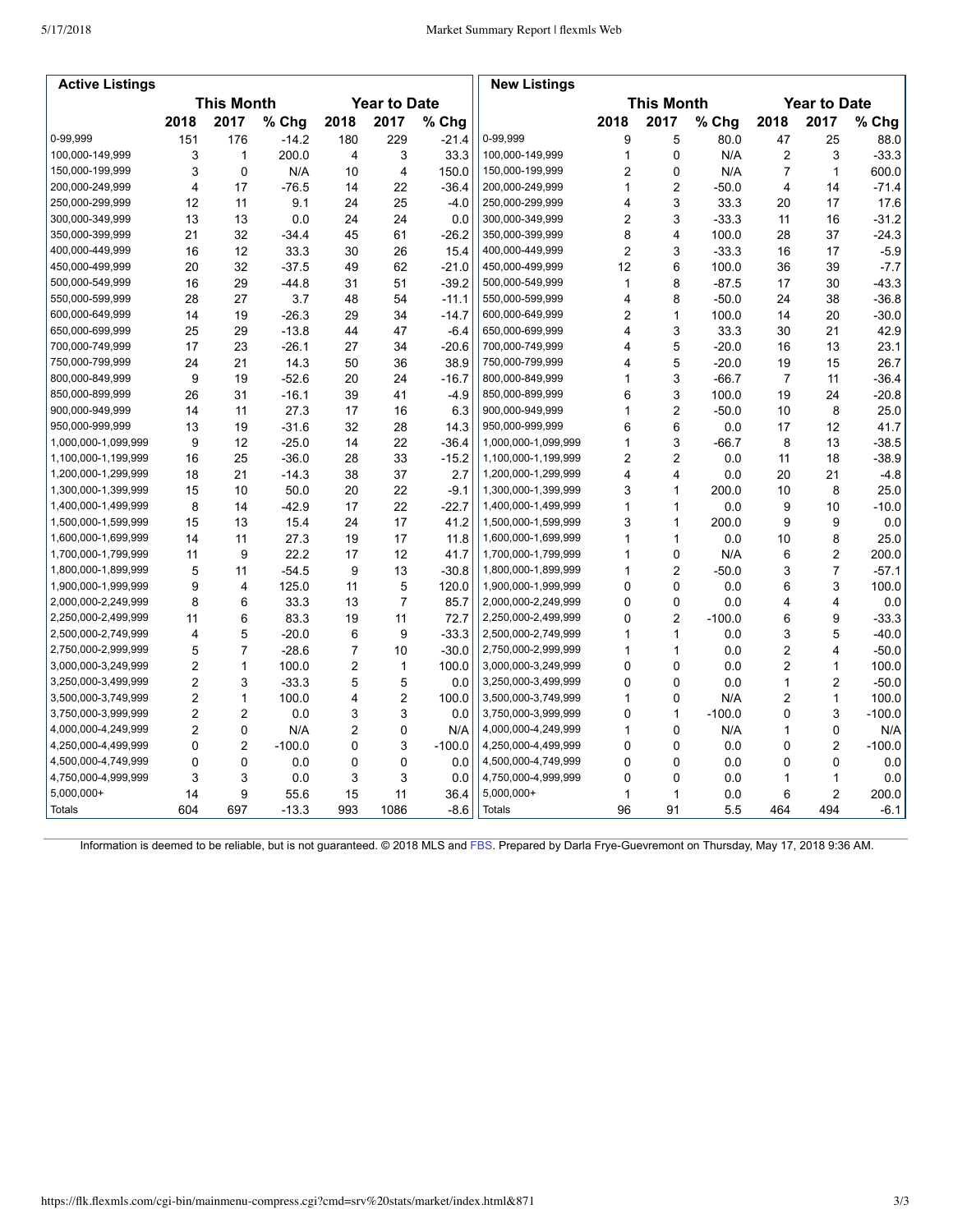## Active Listings

| | This Month | | | Year to Date | | |
|---|---|---|---|---|---|---|
| | 2018 | 2017 | % Chg | 2018 | 2017 | % Chg |
| 0-99,999 | 151 | 176 | -14.2 | 180 | 229 | -21.4 |
| 100,000-149,999 | 3 | 1 | 200.0 | 4 | 3 | 33.3 |
| 150,000-199,999 | 3 | 0 | N/A | 10 | 4 | 150.0 |
| 200,000-249,999 | 4 | 17 | -76.5 | 14 | 22 | -36.4 |
| 250,000-299,999 | 12 | 11 | 9.1 | 24 | 25 | -4.0 |
| 300,000-349,999 | 13 | 13 | 0.0 | 24 | 24 | 0.0 |
| 350,000-399,999 | 21 | 32 | -34.4 | 45 | 61 | -26.2 |
| 400,000-449,999 | 16 | 12 | 33.3 | 30 | 26 | 15.4 |
| 450,000-499,999 | 20 | 32 | -37.5 | 49 | 62 | -21.0 |
| 500,000-549,999 | 16 | 29 | -44.8 | 31 | 51 | -39.2 |
| 550,000-599,999 | 28 | 27 | 3.7 | 48 | 54 | -11.1 |
| 600,000-649,999 | 14 | 19 | -26.3 | 29 | 34 | -14.7 |
| 650,000-699,999 | 25 | 29 | -13.8 | 44 | 47 | -6.4 |
| 700,000-749,999 | 17 | 23 | -26.1 | 27 | 34 | -20.6 |
| 750,000-799,999 | 24 | 21 | 14.3 | 50 | 36 | 38.9 |
| 800,000-849,999 | 9 | 19 | -52.6 | 20 | 24 | -16.7 |
| 850,000-899,999 | 26 | 31 | -16.1 | 39 | 41 | -4.9 |
| 900,000-949,999 | 14 | 11 | 27.3 | 17 | 16 | 6.3 |
| 950,000-999,999 | 13 | 19 | -31.6 | 32 | 28 | 14.3 |
| 1,000,000-1,099,999 | 9 | 12 | -25.0 | 14 | 22 | -36.4 |
| 1,100,000-1,199,999 | 16 | 25 | -36.0 | 28 | 33 | -15.2 |
| 1,200,000-1,299,999 | 18 | 21 | -14.3 | 38 | 37 | 2.7 |
| 1,300,000-1,399,999 | 15 | 10 | 50.0 | 20 | 22 | -9.1 |
| 1,400,000-1,499,999 | 8 | 14 | -42.9 | 17 | 22 | -22.7 |
| 1,500,000-1,599,999 | 15 | 13 | 15.4 | 24 | 17 | 41.2 |
| 1,600,000-1,699,999 | 14 | 11 | 27.3 | 19 | 17 | 11.8 |
| 1,700,000-1,799,999 | 11 | 9 | 22.2 | 17 | 12 | 41.7 |
| 1,800,000-1,899,999 | 5 | 11 | -54.5 | 9 | 13 | -30.8 |
| 1,900,000-1,999,999 | 9 | 4 | 125.0 | 11 | 5 | 120.0 |
| 2,000,000-2,249,999 | 8 | 6 | 33.3 | 13 | 7 | 85.7 |
| 2,250,000-2,499,999 | 11 | 6 | 83.3 | 19 | 11 | 72.7 |
| 2,500,000-2,749,999 | 4 | 5 | -20.0 | 6 | 9 | -33.3 |
| 2,750,000-2,999,999 | 5 | 7 | -28.6 | 7 | 10 | -30.0 |
| 3,000,000-3,249,999 | 2 | 1 | 100.0 | 2 | 1 | 100.0 |
| 3,250,000-3,499,999 | 2 | 3 | -33.3 | 5 | 5 | 0.0 |
| 3,500,000-3,749,999 | 2 | 1 | 100.0 | 4 | 2 | 100.0 |
| 3,750,000-3,999,999 | 2 | 2 | 0.0 | 3 | 3 | 0.0 |
| 4,000,000-4,249,999 | 2 | 0 | N/A | 2 | 0 | N/A |
| 4,250,000-4,499,999 | 0 | 2 | -100.0 | 0 | 3 | -100.0 |
| 4,500,000-4,749,999 | 0 | 0 | 0.0 | 0 | 0 | 0.0 |
| 4,750,000-4,999,999 | 3 | 3 | 0.0 | 3 | 3 | 0.0 |
| 5,000,000+ | 14 | 9 | 55.6 | 15 | 11 | 36.4 |
| Totals | 604 | 697 | -13.3 | 993 | 1086 | -8.6 |

## New Listings

| | This Month | | | Year to Date | | |
|---|---|---|---|---|---|---|
| | 2018 | 2017 | % Chg | 2018 | 2017 | % Chg |
| 0-99,999 | 9 | 5 | 80.0 | 47 | 25 | 88.0 |
| 100,000-149,999 | 1 | 0 | N/A | 2 | 3 | -33.3 |
| 150,000-199,999 | 2 | 0 | N/A | 7 | 1 | 600.0 |
| 200,000-249,999 | 1 | 2 | -50.0 | 4 | 14 | -71.4 |
| 250,000-299,999 | 4 | 3 | 33.3 | 20 | 17 | 17.6 |
| 300,000-349,999 | 2 | 3 | -33.3 | 11 | 16 | -31.2 |
| 350,000-399,999 | 8 | 4 | 100.0 | 28 | 37 | -24.3 |
| 400,000-449,999 | 2 | 3 | -33.3 | 16 | 17 | -5.9 |
| 450,000-499,999 | 12 | 6 | 100.0 | 36 | 39 | -7.7 |
| 500,000-549,999 | 1 | 8 | -87.5 | 17 | 30 | -43.3 |
| 550,000-599,999 | 4 | 8 | -50.0 | 24 | 38 | -36.8 |
| 600,000-649,999 | 2 | 1 | 100.0 | 14 | 20 | -30.0 |
| 650,000-699,999 | 4 | 3 | 33.3 | 30 | 21 | 42.9 |
| 700,000-749,999 | 4 | 5 | -20.0 | 16 | 13 | 23.1 |
| 750,000-799,999 | 4 | 5 | -20.0 | 19 | 15 | 26.7 |
| 800,000-849,999 | 1 | 3 | -66.7 | 7 | 11 | -36.4 |
| 850,000-899,999 | 6 | 3 | 100.0 | 19 | 24 | -20.8 |
| 900,000-949,999 | 1 | 2 | -50.0 | 10 | 8 | 25.0 |
| 950,000-999,999 | 6 | 6 | 0.0 | 17 | 12 | 41.7 |
| 1,000,000-1,099,999 | 1 | 3 | -66.7 | 8 | 13 | -38.5 |
| 1,100,000-1,199,999 | 2 | 2 | 0.0 | 11 | 18 | -38.9 |
| 1,200,000-1,299,999 | 4 | 4 | 0.0 | 20 | 21 | -4.8 |
| 1,300,000-1,399,999 | 3 | 1 | 200.0 | 10 | 8 | 25.0 |
| 1,400,000-1,499,999 | 1 | 1 | 0.0 | 9 | 10 | -10.0 |
| 1,500,000-1,599,999 | 3 | 1 | 200.0 | 9 | 9 | 0.0 |
| 1,600,000-1,699,999 | 1 | 1 | 0.0 | 10 | 8 | 25.0 |
| 1,700,000-1,799,999 | 1 | 0 | N/A | 6 | 2 | 200.0 |
| 1,800,000-1,899,999 | 1 | 2 | -50.0 | 3 | 7 | -57.1 |
| 1,900,000-1,999,999 | 0 | 0 | 0.0 | 6 | 3 | 100.0 |
| 2,000,000-2,249,999 | 0 | 0 | 0.0 | 4 | 4 | 0.0 |
| 2,250,000-2,499,999 | 0 | 2 | -100.0 | 6 | 9 | -33.3 |
| 2,500,000-2,749,999 | 1 | 1 | 0.0 | 3 | 5 | -40.0 |
| 2,750,000-2,999,999 | 1 | 1 | 0.0 | 2 | 4 | -50.0 |
| 3,000,000-3,249,999 | 0 | 0 | 0.0 | 2 | 1 | 100.0 |
| 3,250,000-3,499,999 | 0 | 0 | 0.0 | 1 | 2 | -50.0 |
| 3,500,000-3,749,999 | 1 | 0 | N/A | 2 | 1 | 100.0 |
| 3,750,000-3,999,999 | 0 | 1 | -100.0 | 0 | 3 | -100.0 |
| 4,000,000-4,249,999 | 1 | 0 | N/A | 1 | 0 | N/A |
| 4,250,000-4,499,999 | 0 | 0 | 0.0 | 0 | 2 | -100.0 |
| 4,500,000-4,749,999 | 0 | 0 | 0.0 | 0 | 0 | 0.0 |
| 4,750,000-4,999,999 | 0 | 0 | 0.0 | 1 | 1 | 0.0 |
| 5,000,000+ | 1 | 1 | 0.0 | 6 | 2 | 200.0 |
| Totals | 96 | 91 | 5.5 | 464 | 494 | -6.1 |

Information is deemed to be reliable, but is not guaranteed. © 2018 MLS and FBS. Prepared by Darla Frye-Guevremont on Thursday, May 17, 2018 9:36 AM.